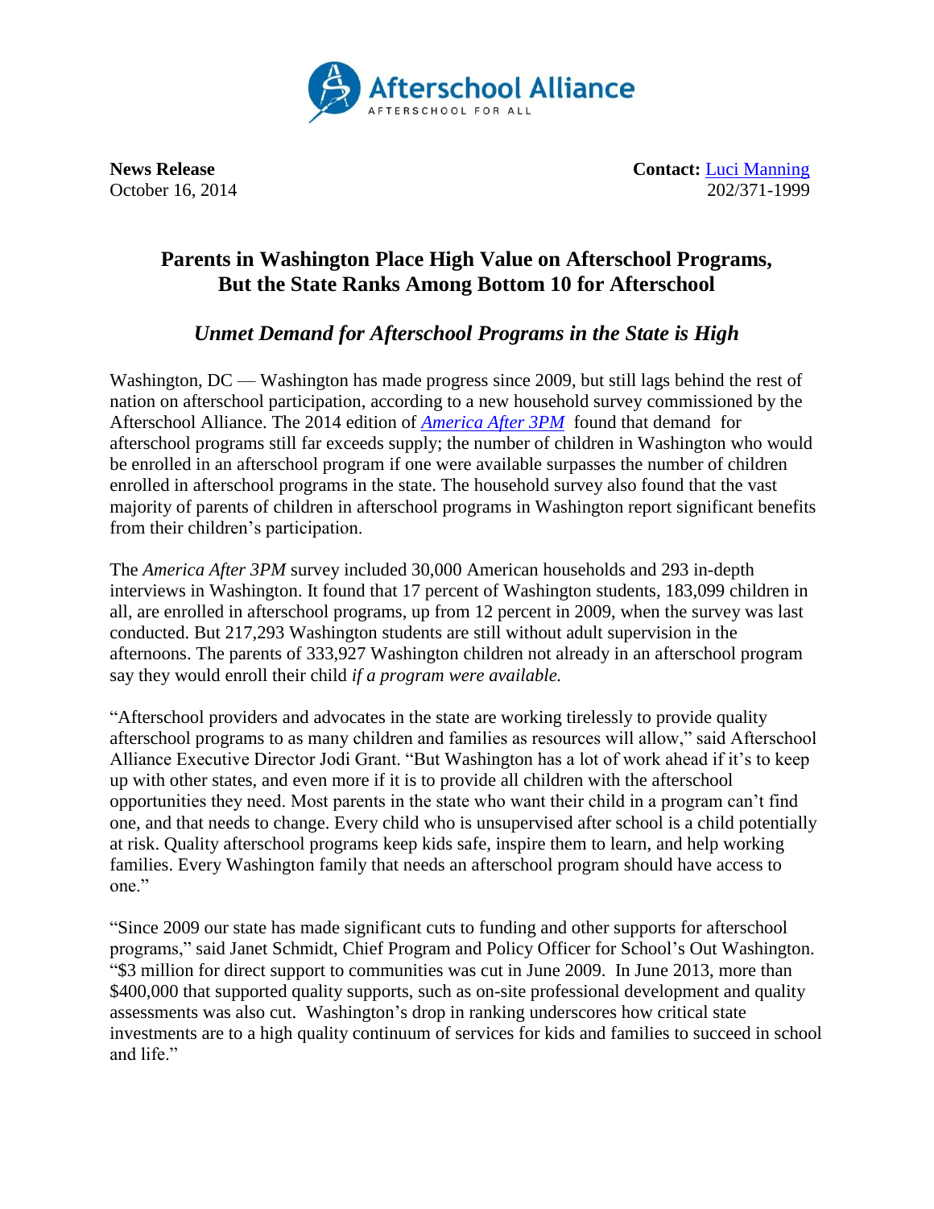Afterschool Alliance
AFTERSCHOOL FOR ALL

**News Release**
October 16, 2014

**Contact:** Luci Manning
202/371-1999

## Parents in Washington Place High Value on Afterschool Programs, But the State Ranks Among Bottom 10 for Afterschool

### *Unmet Demand for Afterschool Programs in the State is High*

Washington, DC — Washington has made progress since 2009, but still lags behind the rest of nation on afterschool participation, according to a new household survey commissioned by the Afterschool Alliance. The 2014 edition of *America After 3PM* found that demand for afterschool programs still far exceeds supply; the number of children in Washington who would be enrolled in an afterschool program if one were available surpasses the number of children enrolled in afterschool programs in the state. The household survey also found that the vast majority of parents of children in afterschool programs in Washington report significant benefits from their children's participation.

The *America After 3PM* survey included 30,000 American households and 293 in-depth interviews in Washington. It found that 17 percent of Washington students, 183,099 children in all, are enrolled in afterschool programs, up from 12 percent in 2009, when the survey was last conducted. But 217,293 Washington students are still without adult supervision in the afternoons. The parents of 333,927 Washington children not already in an afterschool program say they would enroll their child *if a program were available.*

"Afterschool providers and advocates in the state are working tirelessly to provide quality afterschool programs to as many children and families as resources will allow," said Afterschool Alliance Executive Director Jodi Grant. "But Washington has a lot of work ahead if it's to keep up with other states, and even more if it is to provide all children with the afterschool opportunities they need. Most parents in the state who want their child in a program can't find one, and that needs to change. Every child who is unsupervised after school is a child potentially at risk. Quality afterschool programs keep kids safe, inspire them to learn, and help working families. Every Washington family that needs an afterschool program should have access to one."

"Since 2009 our state has made significant cuts to funding and other supports for afterschool programs," said Janet Schmidt, Chief Program and Policy Officer for School's Out Washington. "$3 million for direct support to communities was cut in June 2009. In June 2013, more than $400,000 that supported quality supports, such as on-site professional development and quality assessments was also cut. Washington's drop in ranking underscores how critical state investments are to a high quality continuum of services for kids and families to succeed in school and life."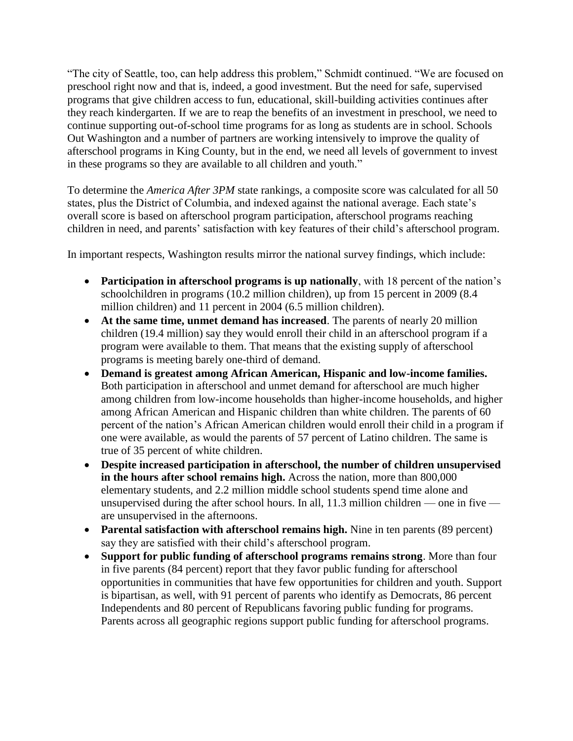"The city of Seattle, too, can help address this problem," Schmidt continued. "We are focused on preschool right now and that is, indeed, a good investment. But the need for safe, supervised programs that give children access to fun, educational, skill-building activities continues after they reach kindergarten. If we are to reap the benefits of an investment in preschool, we need to continue supporting out-of-school time programs for as long as students are in school. Schools Out Washington and a number of partners are working intensively to improve the quality of afterschool programs in King County, but in the end, we need all levels of government to invest in these programs so they are available to all children and youth."

To determine the *America After 3PM* state rankings, a composite score was calculated for all 50 states, plus the District of Columbia, and indexed against the national average. Each state's overall score is based on afterschool program participation, afterschool programs reaching children in need, and parents' satisfaction with key features of their child's afterschool program.

In important respects, Washington results mirror the national survey findings, which include:

- **Participation in afterschool programs is up nationally**, with 18 percent of the nation's schoolchildren in programs (10.2 million children), up from 15 percent in 2009 (8.4 million children) and 11 percent in 2004 (6.5 million children).
- **At the same time, unmet demand has increased**. The parents of nearly 20 million children (19.4 million) say they would enroll their child in an afterschool program if a program were available to them. That means that the existing supply of afterschool programs is meeting barely one-third of demand.
- **Demand is greatest among African American, Hispanic and low-income families.** Both participation in afterschool and unmet demand for afterschool are much higher among children from low-income households than higher-income households, and higher among African American and Hispanic children than white children. The parents of 60 percent of the nation's African American children would enroll their child in a program if one were available, as would the parents of 57 percent of Latino children. The same is true of 35 percent of white children.
- **Despite increased participation in afterschool, the number of children unsupervised in the hours after school remains high.** Across the nation, more than 800,000 elementary students, and 2.2 million middle school students spend time alone and unsupervised during the after school hours. In all, 11.3 million children — one in five — are unsupervised in the afternoons.
- **Parental satisfaction with afterschool remains high.** Nine in ten parents (89 percent) say they are satisfied with their child's afterschool program.
- **Support for public funding of afterschool programs remains strong**. More than four in five parents (84 percent) report that they favor public funding for afterschool opportunities in communities that have few opportunities for children and youth. Support is bipartisan, as well, with 91 percent of parents who identify as Democrats, 86 percent Independents and 80 percent of Republicans favoring public funding for programs. Parents across all geographic regions support public funding for afterschool programs.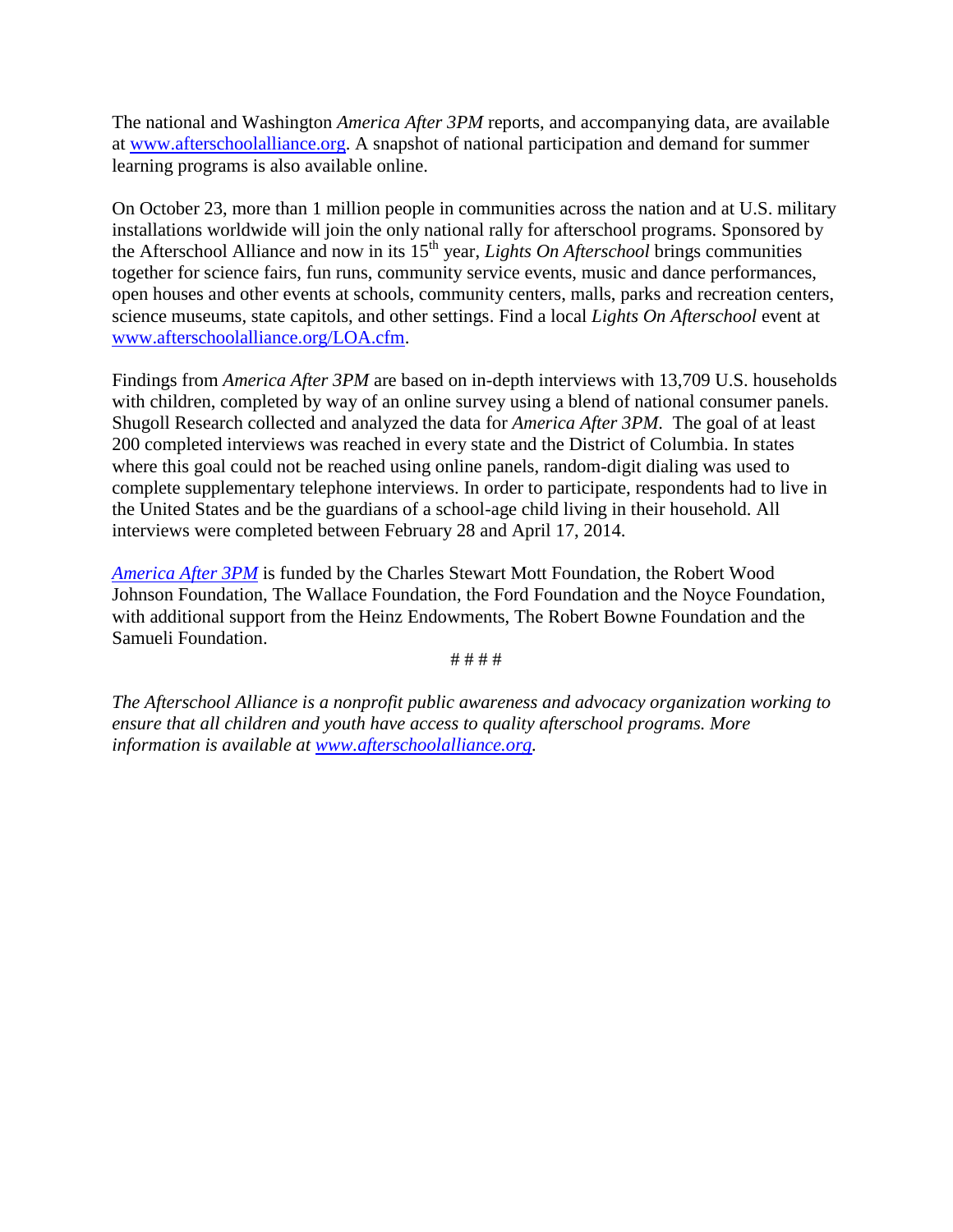The national and Washington *America After 3PM* reports, and accompanying data, are available at www.afterschoolalliance.org. A snapshot of national participation and demand for summer learning programs is also available online.

On October 23, more than 1 million people in communities across the nation and at U.S. military installations worldwide will join the only national rally for afterschool programs. Sponsored by the Afterschool Alliance and now in its 15th year, *Lights On Afterschool* brings communities together for science fairs, fun runs, community service events, music and dance performances, open houses and other events at schools, community centers, malls, parks and recreation centers, science museums, state capitols, and other settings. Find a local *Lights On Afterschool* event at www.afterschoolalliance.org/LOA.cfm.

Findings from *America After 3PM* are based on in-depth interviews with 13,709 U.S. households with children, completed by way of an online survey using a blend of national consumer panels. Shugoll Research collected and analyzed the data for *America After 3PM*. The goal of at least 200 completed interviews was reached in every state and the District of Columbia. In states where this goal could not be reached using online panels, random-digit dialing was used to complete supplementary telephone interviews. In order to participate, respondents had to live in the United States and be the guardians of a school-age child living in their household. All interviews were completed between February 28 and April 17, 2014.

*America After 3PM* is funded by the Charles Stewart Mott Foundation, the Robert Wood Johnson Foundation, The Wallace Foundation, the Ford Foundation and the Noyce Foundation, with additional support from the Heinz Endowments, The Robert Bowne Foundation and the Samueli Foundation.

# # # #

*The Afterschool Alliance is a nonprofit public awareness and advocacy organization working to ensure that all children and youth have access to quality afterschool programs. More information is available at www.afterschoolalliance.org.*